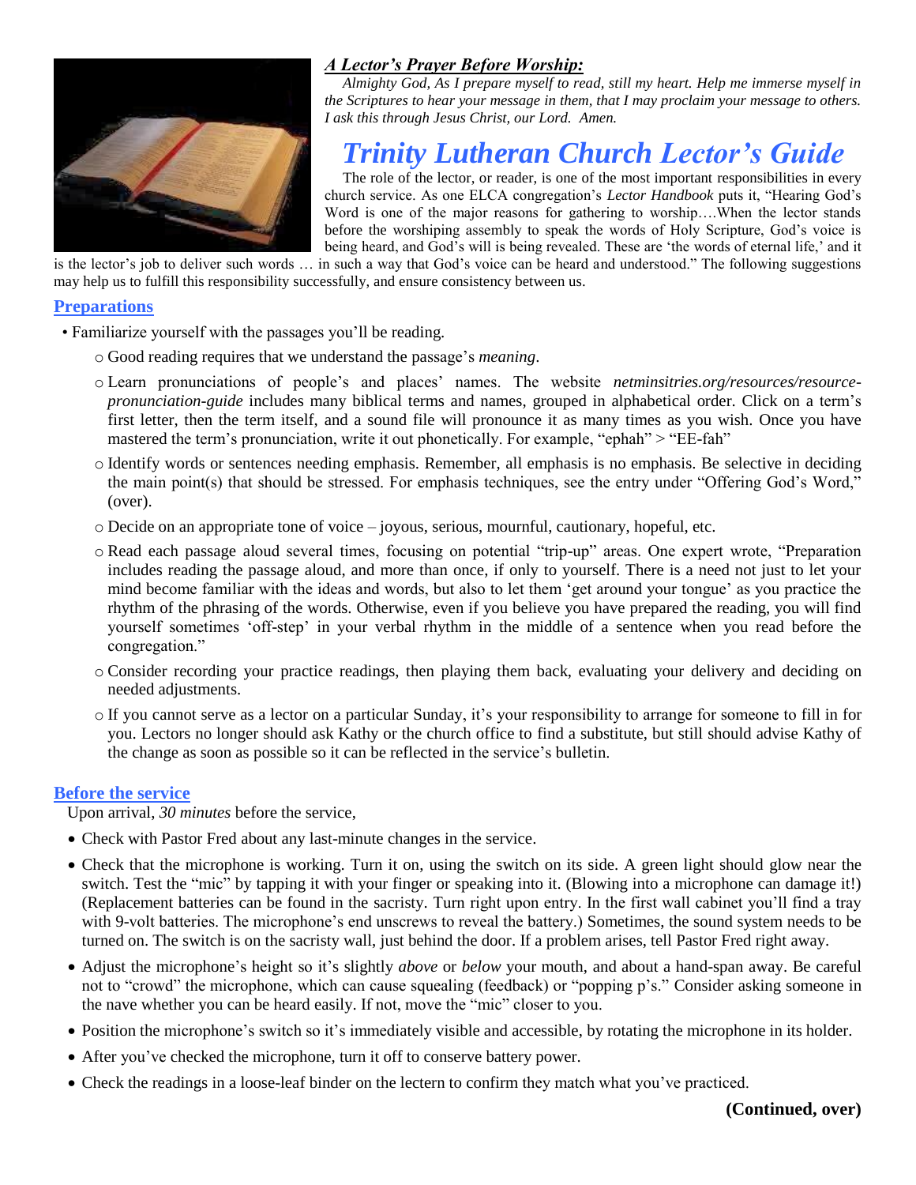***A Lector's Prayer Before Worship:***

*Almighty God, As I prepare myself to read, still my heart. Help me immerse myself in the Scriptures to hear your message in them, that I may proclaim your message to others. I ask this through Jesus Christ, our Lord. Amen.*

# *Trinity Lutheran Church Lector's Guide*

The role of the lector, or reader, is one of the most important responsibilities in every church service. As one ELCA congregation's *Lector Handbook* puts it, "Hearing God's Word is one of the major reasons for gathering to worship….When the lector stands before the worshiping assembly to speak the words of Holy Scripture, God's voice is being heard, and God's will is being revealed. These are 'the words of eternal life,' and it is the lector's job to deliver such words … in such a way that God's voice can be heard and understood." The following suggestions may help us to fulfill this responsibility successfully, and ensure consistency between us.

## Preparations

- Familiarize yourself with the passages you'll be reading.
  - Good reading requires that we understand the passage's *meaning*.
  - Learn pronunciations of people's and places' names. The website *netminsitries.org/resources/resource-pronunciation-guide* includes many biblical terms and names, grouped in alphabetical order. Click on a term's first letter, then the term itself, and a sound file will pronounce it as many times as you wish. Once you have mastered the term's pronunciation, write it out phonetically. For example, "ephah" > "EE-fah"
  - Identify words or sentences needing emphasis. Remember, all emphasis is no emphasis. Be selective in deciding the main point(s) that should be stressed. For emphasis techniques, see the entry under "Offering God's Word," (over).
  - Decide on an appropriate tone of voice – joyous, serious, mournful, cautionary, hopeful, etc.
  - Read each passage aloud several times, focusing on potential "trip-up" areas. One expert wrote, "Preparation includes reading the passage aloud, and more than once, if only to yourself. There is a need not just to let your mind become familiar with the ideas and words, but also to let them 'get around your tongue' as you practice the rhythm of the phrasing of the words. Otherwise, even if you believe you have prepared the reading, you will find yourself sometimes 'off-step' in your verbal rhythm in the middle of a sentence when you read before the congregation."
  - Consider recording your practice readings, then playing them back, evaluating your delivery and deciding on needed adjustments.
  - If you cannot serve as a lector on a particular Sunday, it's your responsibility to arrange for someone to fill in for you. Lectors no longer should ask Kathy or the church office to find a substitute, but still should advise Kathy of the change as soon as possible so it can be reflected in the service's bulletin.

## Before the service

Upon arrival, *30 minutes* before the service,

- Check with Pastor Fred about any last-minute changes in the service.
- Check that the microphone is working. Turn it on, using the switch on its side. A green light should glow near the switch. Test the "mic" by tapping it with your finger or speaking into it. (Blowing into a microphone can damage it!) (Replacement batteries can be found in the sacristy. Turn right upon entry. In the first wall cabinet you'll find a tray with 9-volt batteries. The microphone's end unscrews to reveal the battery.) Sometimes, the sound system needs to be turned on. The switch is on the sacristy wall, just behind the door. If a problem arises, tell Pastor Fred right away.
- Adjust the microphone's height so it's slightly *above* or *below* your mouth, and about a hand-span away. Be careful not to "crowd" the microphone, which can cause squealing (feedback) or "popping p's." Consider asking someone in the nave whether you can be heard easily. If not, move the "mic" closer to you.
- Position the microphone's switch so it's immediately visible and accessible, by rotating the microphone in its holder.
- After you've checked the microphone, turn it off to conserve battery power.
- Check the readings in a loose-leaf binder on the lectern to confirm they match what you've practiced.

**(Continued, over)**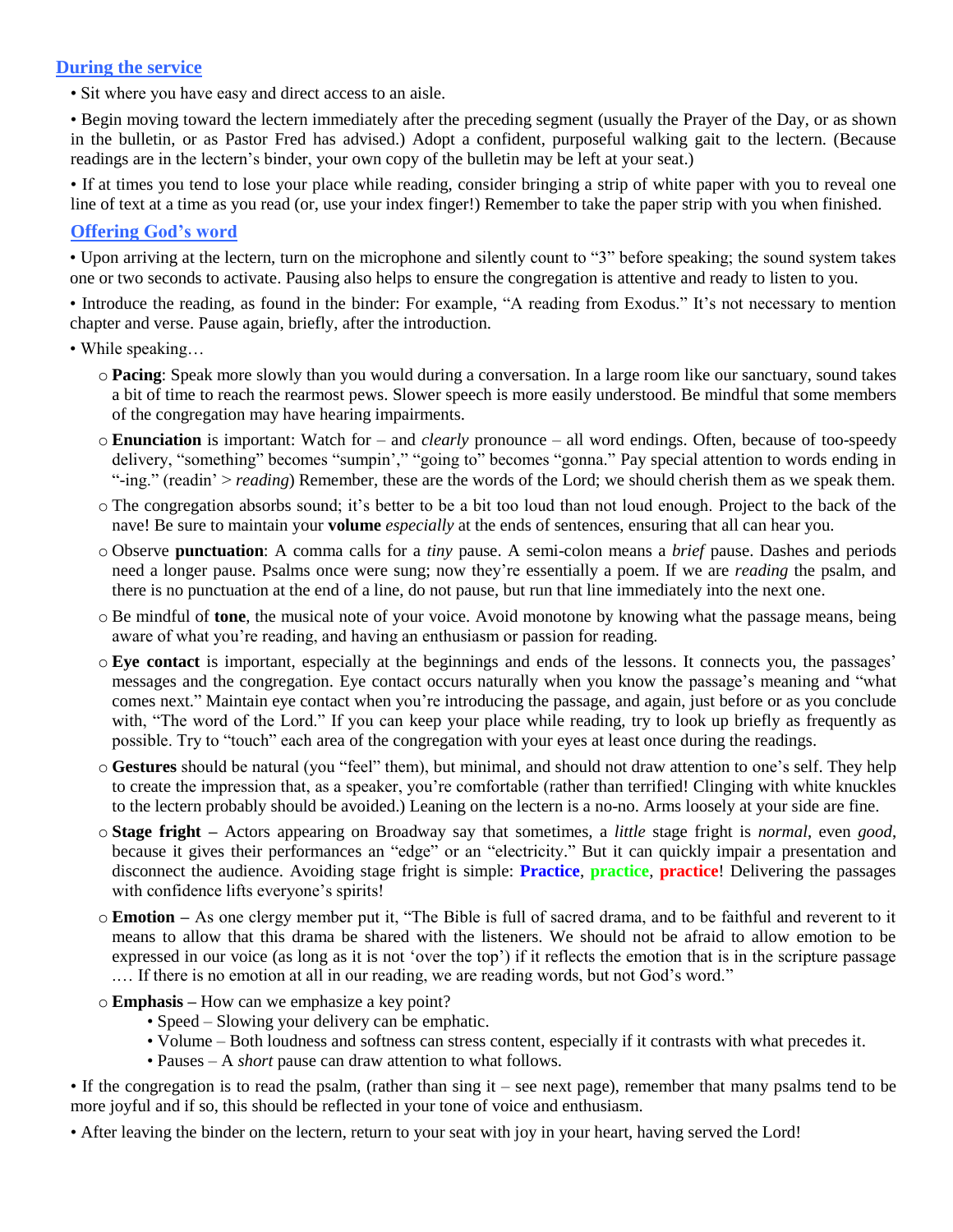## During the service

- Sit where you have easy and direct access to an aisle.
- Begin moving toward the lectern immediately after the preceding segment (usually the Prayer of the Day, or as shown in the bulletin, or as Pastor Fred has advised.) Adopt a confident, purposeful walking gait to the lectern. (Because readings are in the lectern's binder, your own copy of the bulletin may be left at your seat.)
- If at times you tend to lose your place while reading, consider bringing a strip of white paper with you to reveal one line of text at a time as you read (or, use your index finger!) Remember to take the paper strip with you when finished.

## Offering God's word

- Upon arriving at the lectern, turn on the microphone and silently count to "3" before speaking; the sound system takes one or two seconds to activate. Pausing also helps to ensure the congregation is attentive and ready to listen to you.
- Introduce the reading, as found in the binder: For example, "A reading from Exodus." It's not necessary to mention chapter and verse. Pause again, briefly, after the introduction.
- While speaking…
  - **Pacing**: Speak more slowly than you would during a conversation. In a large room like our sanctuary, sound takes a bit of time to reach the rearmost pews. Slower speech is more easily understood. Be mindful that some members of the congregation may have hearing impairments.
  - **Enunciation** is important: Watch for – and *clearly* pronounce – all word endings. Often, because of too-speedy delivery, "something" becomes "sumpin'," "going to" becomes "gonna." Pay special attention to words ending in "-ing." (readin' > *reading*) Remember, these are the words of the Lord; we should cherish them as we speak them.
  - The congregation absorbs sound; it's better to be a bit too loud than not loud enough. Project to the back of the nave! Be sure to maintain your **volume** *especially* at the ends of sentences, ensuring that all can hear you.
  - Observe **punctuation**: A comma calls for a *tiny* pause. A semi-colon means a *brief* pause. Dashes and periods need a longer pause. Psalms once were sung; now they're essentially a poem. If we are *reading* the psalm, and there is no punctuation at the end of a line, do not pause, but run that line immediately into the next one.
  - Be mindful of **tone**, the musical note of your voice. Avoid monotone by knowing what the passage means, being aware of what you're reading, and having an enthusiasm or passion for reading.
  - **Eye contact** is important, especially at the beginnings and ends of the lessons. It connects you, the passages' messages and the congregation. Eye contact occurs naturally when you know the passage's meaning and "what comes next." Maintain eye contact when you're introducing the passage, and again, just before or as you conclude with, "The word of the Lord." If you can keep your place while reading, try to look up briefly as frequently as possible. Try to "touch" each area of the congregation with your eyes at least once during the readings.
  - **Gestures** should be natural (you "feel" them), but minimal, and should not draw attention to one's self. They help to create the impression that, as a speaker, you're comfortable (rather than terrified! Clinging with white knuckles to the lectern probably should be avoided.) Leaning on the lectern is a no-no. Arms loosely at your side are fine.
  - **Stage fright –** Actors appearing on Broadway say that sometimes, a *little* stage fright is *normal*, even *good*, because it gives their performances an "edge" or an "electricity." But it can quickly impair a presentation and disconnect the audience. Avoiding stage fright is simple: **Practice**, **practice**, **practice**! Delivering the passages with confidence lifts everyone's spirits!
  - **Emotion –** As one clergy member put it, "The Bible is full of sacred drama, and to be faithful and reverent to it means to allow that this drama be shared with the listeners. We should not be afraid to allow emotion to be expressed in our voice (as long as it is not 'over the top') if it reflects the emotion that is in the scripture passage …. If there is no emotion at all in our reading, we are reading words, but not God's word."
  - **Emphasis –** How can we emphasize a key point?
    - Speed – Slowing your delivery can be emphatic.
    - Volume – Both loudness and softness can stress content, especially if it contrasts with what precedes it.
    - Pauses – A *short* pause can draw attention to what follows.
- If the congregation is to read the psalm, (rather than sing it – see next page), remember that many psalms tend to be more joyful and if so, this should be reflected in your tone of voice and enthusiasm.
- After leaving the binder on the lectern, return to your seat with joy in your heart, having served the Lord!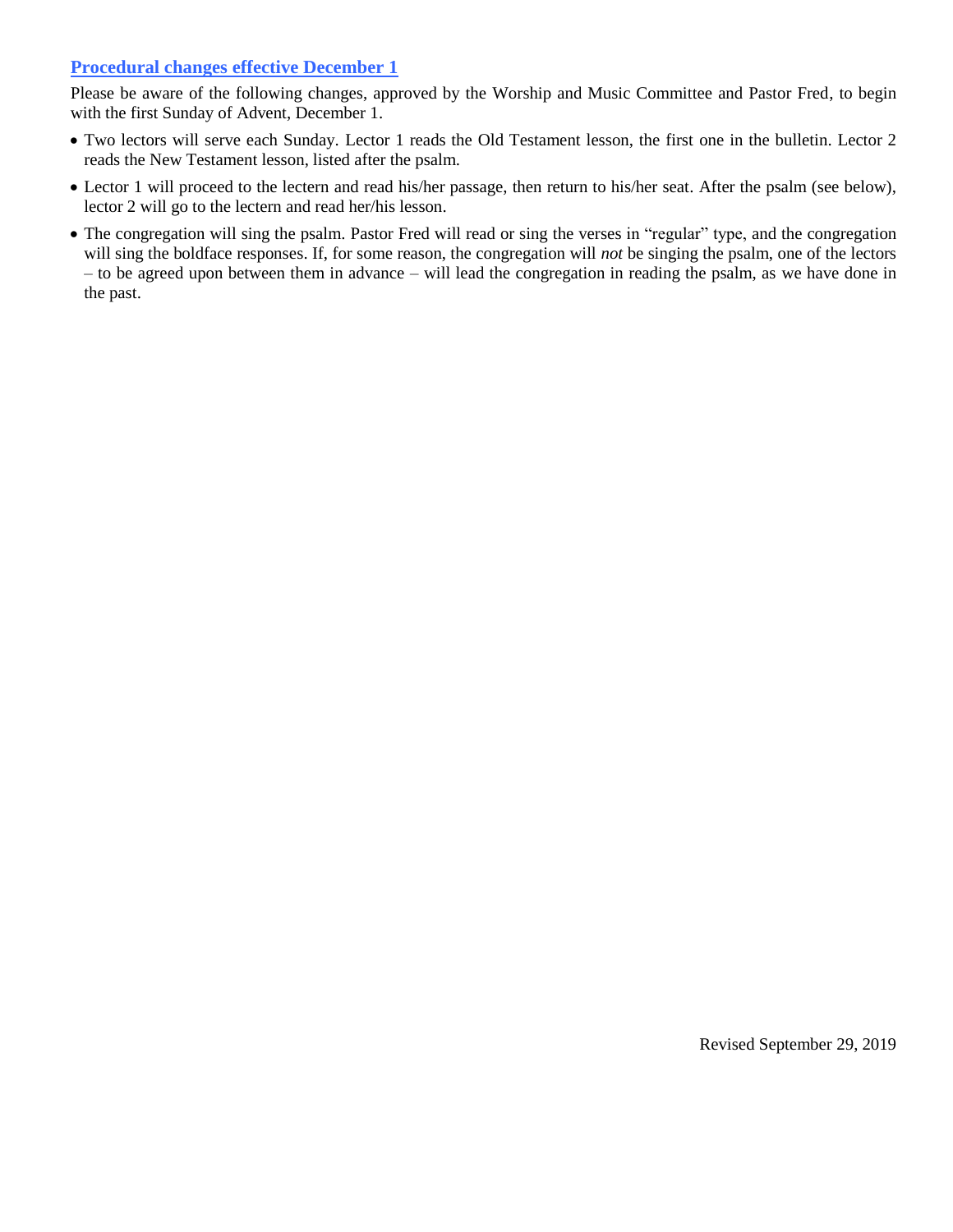## Procedural changes effective December 1

Please be aware of the following changes, approved by the Worship and Music Committee and Pastor Fred, to begin with the first Sunday of Advent, December 1.

- Two lectors will serve each Sunday. Lector 1 reads the Old Testament lesson, the first one in the bulletin. Lector 2 reads the New Testament lesson, listed after the psalm.
- Lector 1 will proceed to the lectern and read his/her passage, then return to his/her seat. After the psalm (see below), lector 2 will go to the lectern and read her/his lesson.
- The congregation will sing the psalm. Pastor Fred will read or sing the verses in "regular" type, and the congregation will sing the boldface responses. If, for some reason, the congregation will *not* be singing the psalm, one of the lectors – to be agreed upon between them in advance – will lead the congregation in reading the psalm, as we have done in the past.

Revised September 29, 2019